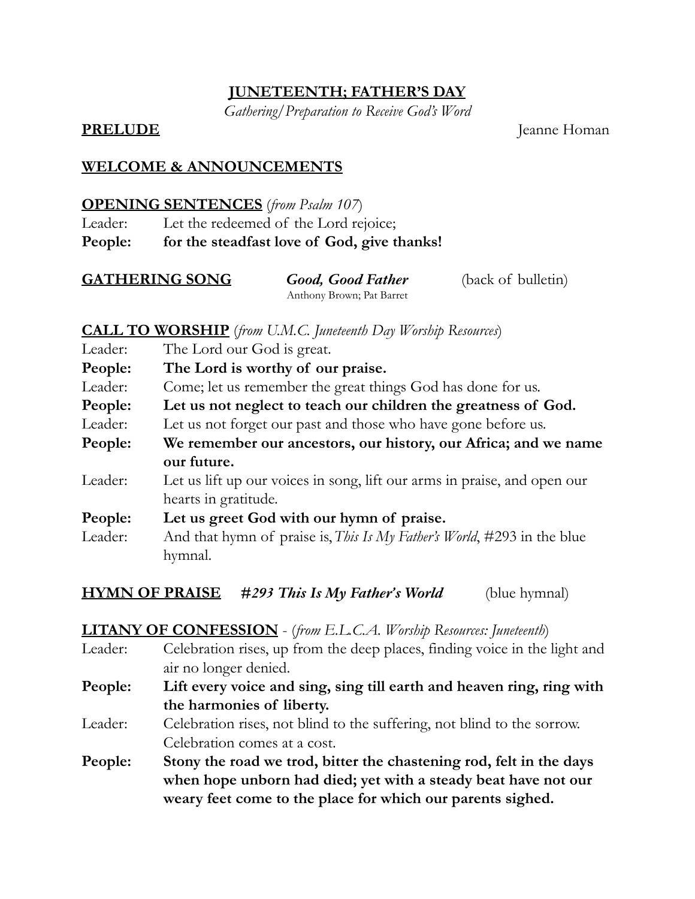# JUNETEENTH; FATHER'S DAY

*Gathering/Preparation to Receive God's Word*

**PRELUDE** Jeanne Homan

**WELCOME & ANNOUNCEMENTS**

**OPENING SENTENCES** (*from Psalm 107*)

Leader: Let the redeemed of the Lord rejoice;

**People: for the steadfast love of God, give thanks!**

**GATHERING SONG** ***Good, Good Father*** (back of bulletin)

Anthony Brown; Pat Barret

**CALL TO WORSHIP** (*from U.M.C. Juneteenth Day Worship Resources*)

Leader: The Lord our God is great.

**People: The Lord is worthy of our praise.**

Leader: Come; let us remember the great things God has done for us.

**People: Let us not neglect to teach our children the greatness of God.**

Leader: Let us not forget our past and those who have gone before us.

**People: We remember our ancestors, our history, our Africa; and we name our future.**

Leader: Let us lift up our voices in song, lift our arms in praise, and open our hearts in gratitude.

**People: Let us greet God with our hymn of praise.**

Leader: And that hymn of praise is, *This Is My Father's World*, #293 in the blue hymnal.

**HYMN OF PRAISE** ***#293 This Is My Father's World*** (blue hymnal)

**LITANY OF CONFESSION** - (*from E.L.C.A. Worship Resources: Juneteenth*)

Leader: Celebration rises, up from the deep places, finding voice in the light and air no longer denied.

**People: Lift every voice and sing, sing till earth and heaven ring, ring with the harmonies of liberty.**

Leader: Celebration rises, not blind to the suffering, not blind to the sorrow. Celebration comes at a cost.

**People: Stony the road we trod, bitter the chastening rod, felt in the days when hope unborn had died; yet with a steady beat have not our weary feet come to the place for which our parents sighed.**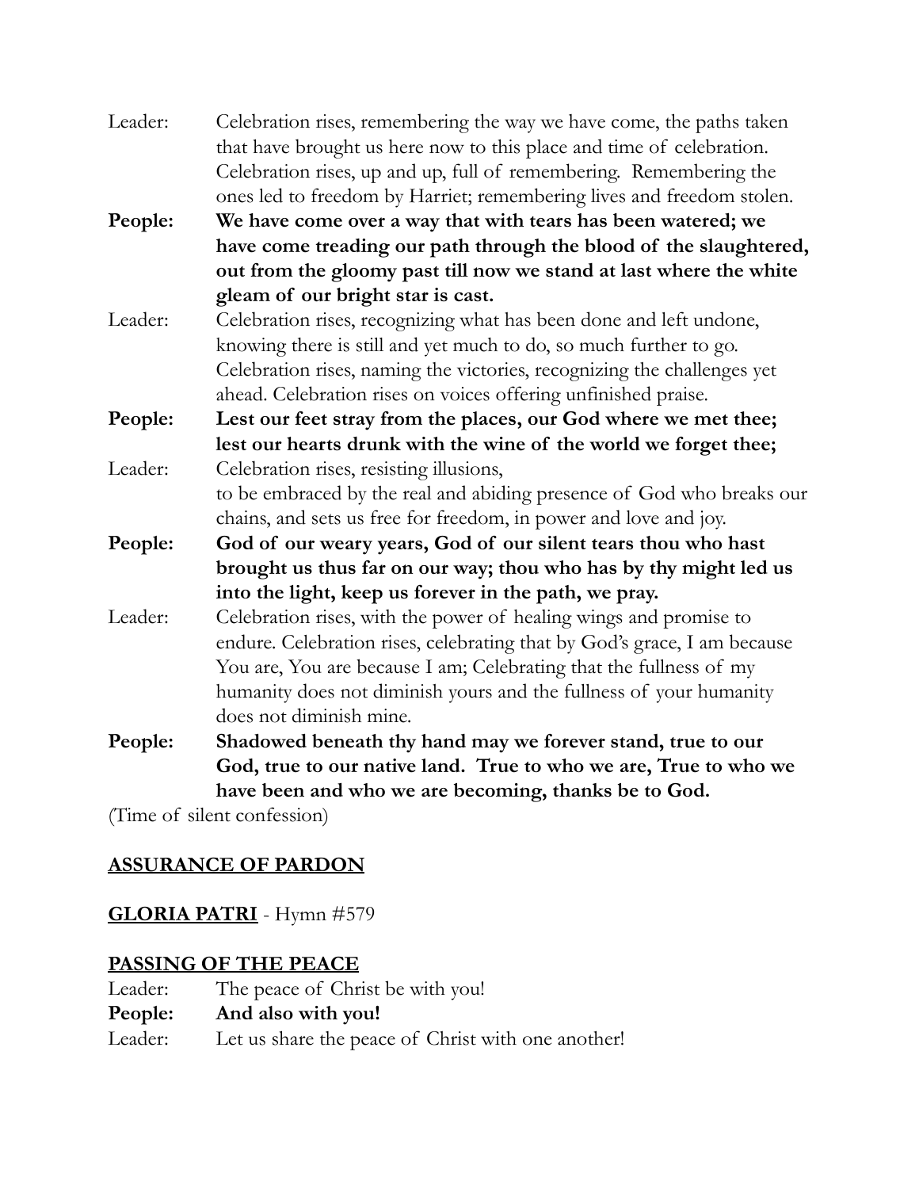Leader: Celebration rises, remembering the way we have come, the paths taken that have brought us here now to this place and time of celebration. Celebration rises, up and up, full of remembering. Remembering the ones led to freedom by Harriet; remembering lives and freedom stolen.

**People: We have come over a way that with tears has been watered; we have come treading our path through the blood of the slaughtered, out from the gloomy past till now we stand at last where the white gleam of our bright star is cast.**

Leader: Celebration rises, recognizing what has been done and left undone, knowing there is still and yet much to do, so much further to go. Celebration rises, naming the victories, recognizing the challenges yet ahead. Celebration rises on voices offering unfinished praise.

**People: Lest our feet stray from the places, our God where we met thee; lest our hearts drunk with the wine of the world we forget thee;**

Leader: Celebration rises, resisting illusions, to be embraced by the real and abiding presence of God who breaks our chains, and sets us free for freedom, in power and love and joy.

**People: God of our weary years, God of our silent tears thou who hast brought us thus far on our way; thou who has by thy might led us into the light, keep us forever in the path, we pray.**

Leader: Celebration rises, with the power of healing wings and promise to endure. Celebration rises, celebrating that by God's grace, I am because You are, You are because I am; Celebrating that the fullness of my humanity does not diminish yours and the fullness of your humanity does not diminish mine.

**People: Shadowed beneath thy hand may we forever stand, true to our God, true to our native land. True to who we are, True to who we have been and who we are becoming, thanks be to God.**

(Time of silent confession)

## **ASSURANCE OF PARDON**

## **GLORIA PATRI** - Hymn #579

## **PASSING OF THE PEACE**

Leader: The peace of Christ be with you!

**People: And also with you!**

Leader: Let us share the peace of Christ with one another!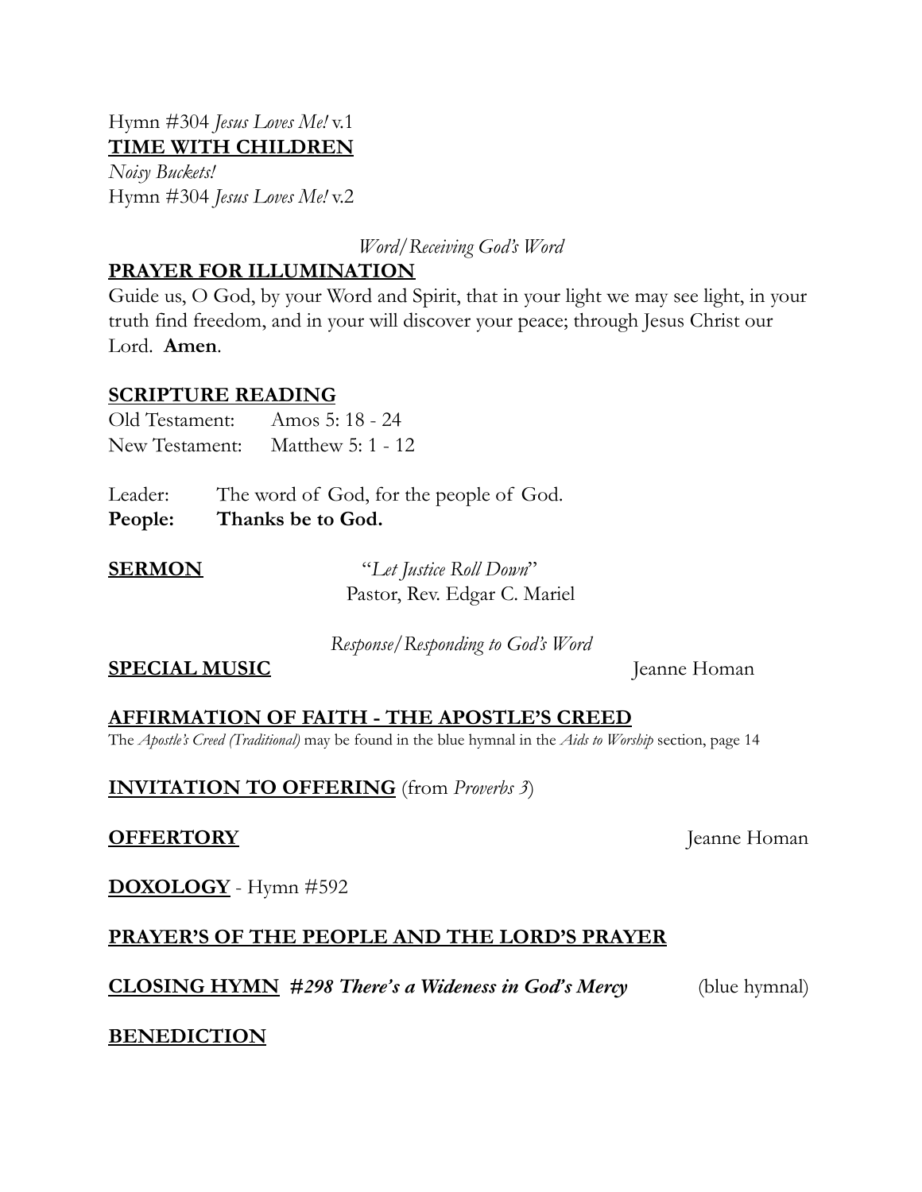Hymn #304 *Jesus Loves Me!* v.1

**TIME WITH CHILDREN**

*Noisy Buckets!*

Hymn #304 *Jesus Loves Me!* v.2

*Word/Receiving God's Word*

**PRAYER FOR ILLUMINATION**

Guide us, O God, by your Word and Spirit, that in your light we may see light, in your truth find freedom, and in your will discover your peace; through Jesus Christ our Lord. **Amen**.

**SCRIPTURE READING**

Old Testament: Amos 5: 18 - 24

New Testament: Matthew 5: 1 - 12

Leader: The word of God, for the people of God.

**People: Thanks be to God.**

**SERMON** "*Let Justice Roll Down*"

Pastor, Rev. Edgar C. Mariel

*Response/Responding to God's Word*

**SPECIAL MUSIC** Jeanne Homan

**AFFIRMATION OF FAITH - THE APOSTLE'S CREED**

The *Apostle's Creed (Traditional)* may be found in the blue hymnal in the *Aids to Worship* section, page 14

**INVITATION TO OFFERING** (from *Proverbs 3*)

**OFFERTORY** Jeanne Homan

**DOXOLOGY** - Hymn #592

**PRAYER'S OF THE PEOPLE AND THE LORD'S PRAYER**

**CLOSING HYMN** ***#298 There's a Wideness in God's Mercy*** (blue hymnal)

**BENEDICTION**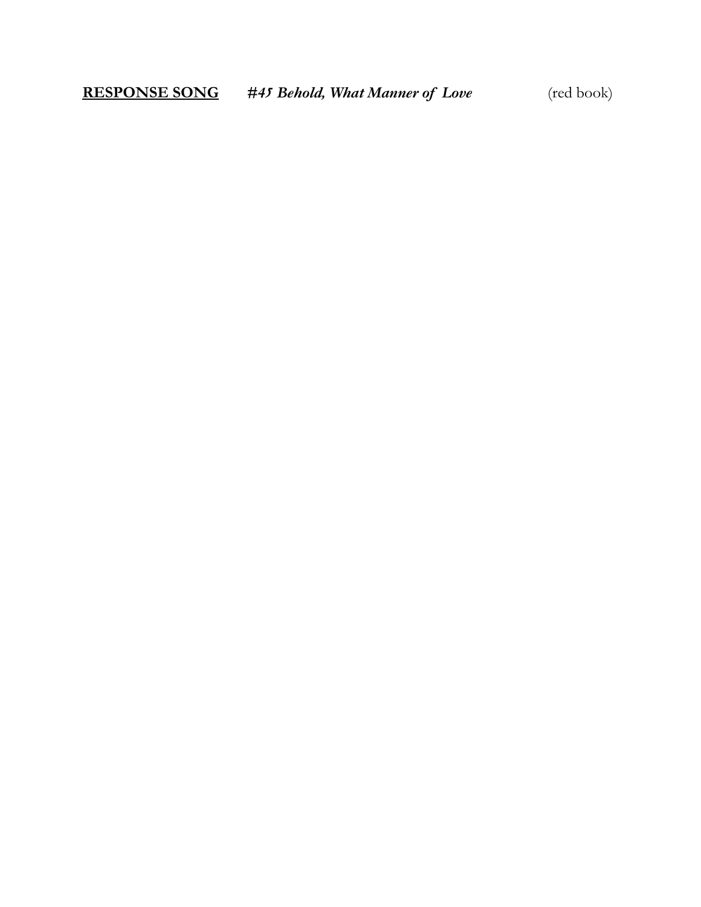**<u>RESPONSE SONG</u>** ***#45 Behold, What Manner of Love*** (red book)